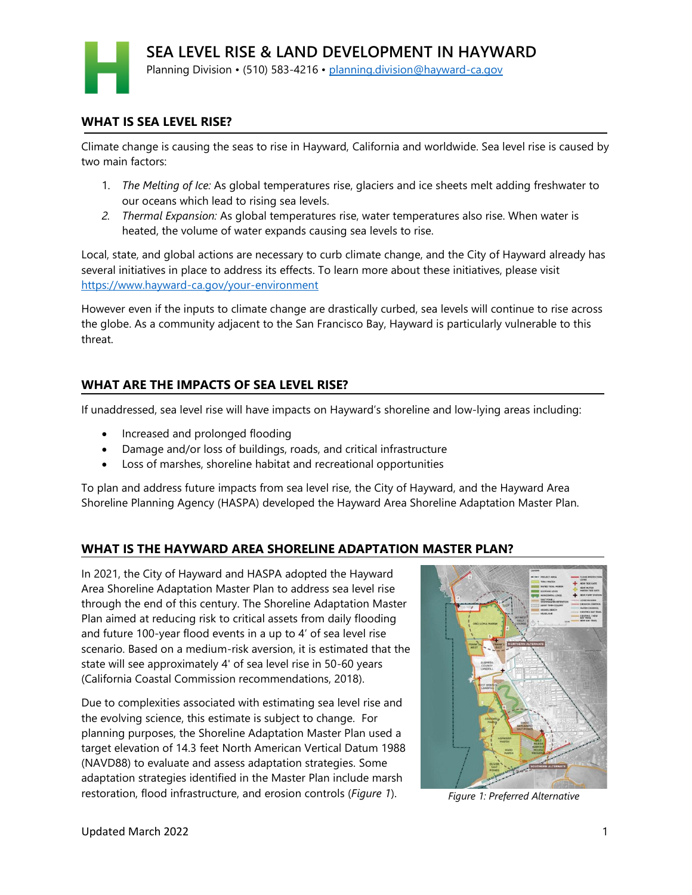# SEA LEVEL RISE & LAND DEVELOPMENT IN HAYWARD

Planning Division • (510) 583-4216 • planning.division@hayward-ca.gov

## WHAT IS SEA LEVEL RISE?

Climate change is causing the seas to rise in Hayward, California and worldwide. Sea level rise is caused by two main factors:

1. *The Melting of Ice:* As global temperatures rise, glaciers and ice sheets melt adding freshwater to our oceans which lead to rising sea levels.
2. *Thermal Expansion:* As global temperatures rise, water temperatures also rise. When water is heated, the volume of water expands causing sea levels to rise.

Local, state, and global actions are necessary to curb climate change, and the City of Hayward already has several initiatives in place to address its effects. To learn more about these initiatives, please visit https://www.hayward-ca.gov/your-environment

However even if the inputs to climate change are drastically curbed, sea levels will continue to rise across the globe. As a community adjacent to the San Francisco Bay, Hayward is particularly vulnerable to this threat.

## WHAT ARE THE IMPACTS OF SEA LEVEL RISE?

If unaddressed, sea level rise will have impacts on Hayward's shoreline and low-lying areas including:

- Increased and prolonged flooding
- Damage and/or loss of buildings, roads, and critical infrastructure
- Loss of marshes, shoreline habitat and recreational opportunities

To plan and address future impacts from sea level rise, the City of Hayward, and the Hayward Area Shoreline Planning Agency (HASPA) developed the Hayward Area Shoreline Adaptation Master Plan.

## WHAT IS THE HAYWARD AREA SHORELINE ADAPTATION MASTER PLAN?

In 2021, the City of Hayward and HASPA adopted the Hayward Area Shoreline Adaptation Master Plan to address sea level rise through the end of this century. The Shoreline Adaptation Master Plan aimed at reducing risk to critical assets from daily flooding and future 100-year flood events in a up to 4' of sea level rise scenario. Based on a medium-risk aversion, it is estimated that the state will see approximately 4' of sea level rise in 50-60 years (California Coastal Commission recommendations, 2018).

Due to complexities associated with estimating sea level rise and the evolving science, this estimate is subject to change. For planning purposes, the Shoreline Adaptation Master Plan used a target elevation of 14.3 feet North American Vertical Datum 1988 (NAVD88) to evaluate and assess adaptation strategies. Some adaptation strategies identified in the Master Plan include marsh restoration, flood infrastructure, and erosion controls (*Figure 1*).

*Figure 1: Preferred Alternative*

Updated March 2022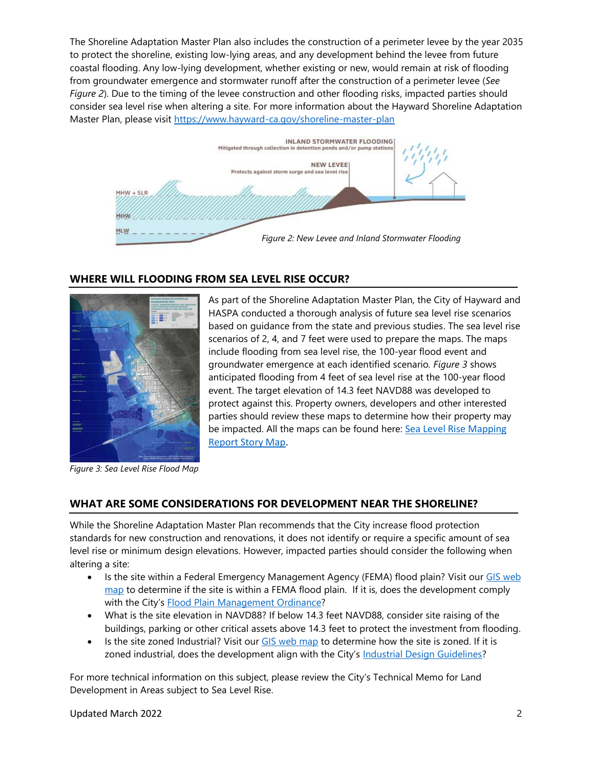The Shoreline Adaptation Master Plan also includes the construction of a perimeter levee by the year 2035 to protect the shoreline, existing low-lying areas, and any development behind the levee from future coastal flooding. Any low-lying development, whether existing or new, would remain at risk of flooding from groundwater emergence and stormwater runoff after the construction of a perimeter levee (*See Figure 2*). Due to the timing of the levee construction and other flooding risks, impacted parties should consider sea level rise when altering a site. For more information about the Hayward Shoreline Adaptation Master Plan, please visit https://www.hayward-ca.gov/shoreline-master-plan

INLAND STORMWATER FLOODING
Mitigated through collection in detention ponds and/or pump stations

NEW LEVEE
Protects against storm surge and sea level rise

MHW + SLR

MHW

MLW

*Figure 2: New Levee and Inland Stormwater Flooding*

## WHERE WILL FLOODING FROM SEA LEVEL RISE OCCUR?

As part of the Shoreline Adaptation Master Plan, the City of Hayward and HASPA conducted a thorough analysis of future sea level rise scenarios based on guidance from the state and previous studies. The sea level rise scenarios of 2, 4, and 7 feet were used to prepare the maps. The maps include flooding from sea level rise, the 100-year flood event and groundwater emergence at each identified scenario. *Figure 3* shows anticipated flooding from 4 feet of sea level rise at the 100-year flood event. The target elevation of 14.3 feet NAVD88 was developed to protect against this. Property owners, developers and other interested parties should review these maps to determine how their property may be impacted. All the maps can be found here: Sea Level Rise Mapping Report Story Map.

*Figure 3: Sea Level Rise Flood Map*

## WHAT ARE SOME CONSIDERATIONS FOR DEVELOPMENT NEAR THE SHORELINE?

While the Shoreline Adaptation Master Plan recommends that the City increase flood protection standards for new construction and renovations, it does not identify or require a specific amount of sea level rise or minimum design elevations. However, impacted parties should consider the following when altering a site:

- Is the site within a Federal Emergency Management Agency (FEMA) flood plain? Visit our GIS web map to determine if the site is within a FEMA flood plain. If it is, does the development comply with the City's Flood Plain Management Ordinance?
- What is the site elevation in NAVD88? If below 14.3 feet NAVD88, consider site raising of the buildings, parking or other critical assets above 14.3 feet to protect the investment from flooding.
- Is the site zoned Industrial? Visit our GIS web map to determine how the site is zoned. If it is zoned industrial, does the development align with the City's Industrial Design Guidelines?

For more technical information on this subject, please review the City's Technical Memo for Land Development in Areas subject to Sea Level Rise.

Updated March 2022